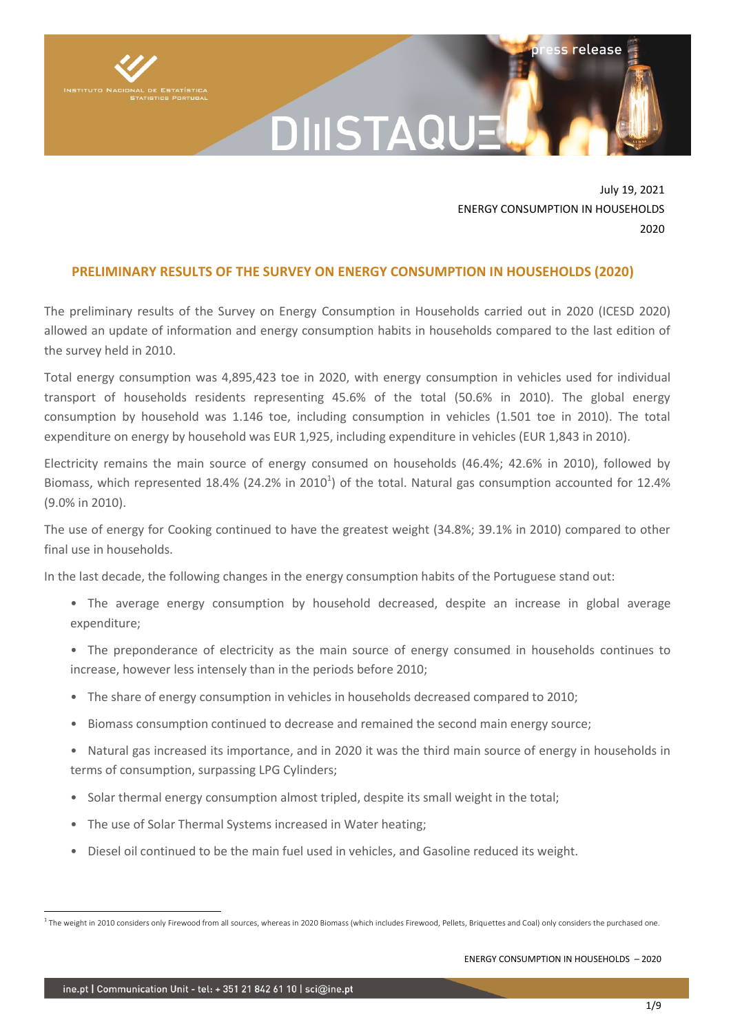July 19, 2021
ENERGY CONSUMPTION IN HOUSEHOLDS
2020

## PRELIMINARY RESULTS OF THE SURVEY ON ENERGY CONSUMPTION IN HOUSEHOLDS (2020)

The preliminary results of the Survey on Energy Consumption in Households carried out in 2020 (ICESD 2020) allowed an update of information and energy consumption habits in households compared to the last edition of the survey held in 2010.

Total energy consumption was 4,895,423 toe in 2020, with energy consumption in vehicles used for individual transport of households residents representing 45.6% of the total (50.6% in 2010). The global energy consumption by household was 1.146 toe, including consumption in vehicles (1.501 toe in 2010). The total expenditure on energy by household was EUR 1,925, including expenditure in vehicles (EUR 1,843 in 2010).

Electricity remains the main source of energy consumed on households (46.4%; 42.6% in 2010), followed by Biomass, which represented 18.4% (24.2% in 2010[1]) of the total. Natural gas consumption accounted for 12.4% (9.0% in 2010).

The use of energy for Cooking continued to have the greatest weight (34.8%; 39.1% in 2010) compared to other final use in households.

In the last decade, the following changes in the energy consumption habits of the Portuguese stand out:

- The average energy consumption by household decreased, despite an increase in global average expenditure;
- The preponderance of electricity as the main source of energy consumed in households continues to increase, however less intensely than in the periods before 2010;
- The share of energy consumption in vehicles in households decreased compared to 2010;
- Biomass consumption continued to decrease and remained the second main energy source;
- Natural gas increased its importance, and in 2020 it was the third main source of energy in households in terms of consumption, surpassing LPG Cylinders;
- Solar thermal energy consumption almost tripled, despite its small weight in the total;
- The use of Solar Thermal Systems increased in Water heating;
- Diesel oil continued to be the main fuel used in vehicles, and Gasoline reduced its weight.

[1] The weight in 2010 considers only Firewood from all sources, whereas in 2020 Biomass (which includes Firewood, Pellets, Briquettes and Coal) only considers the purchased one.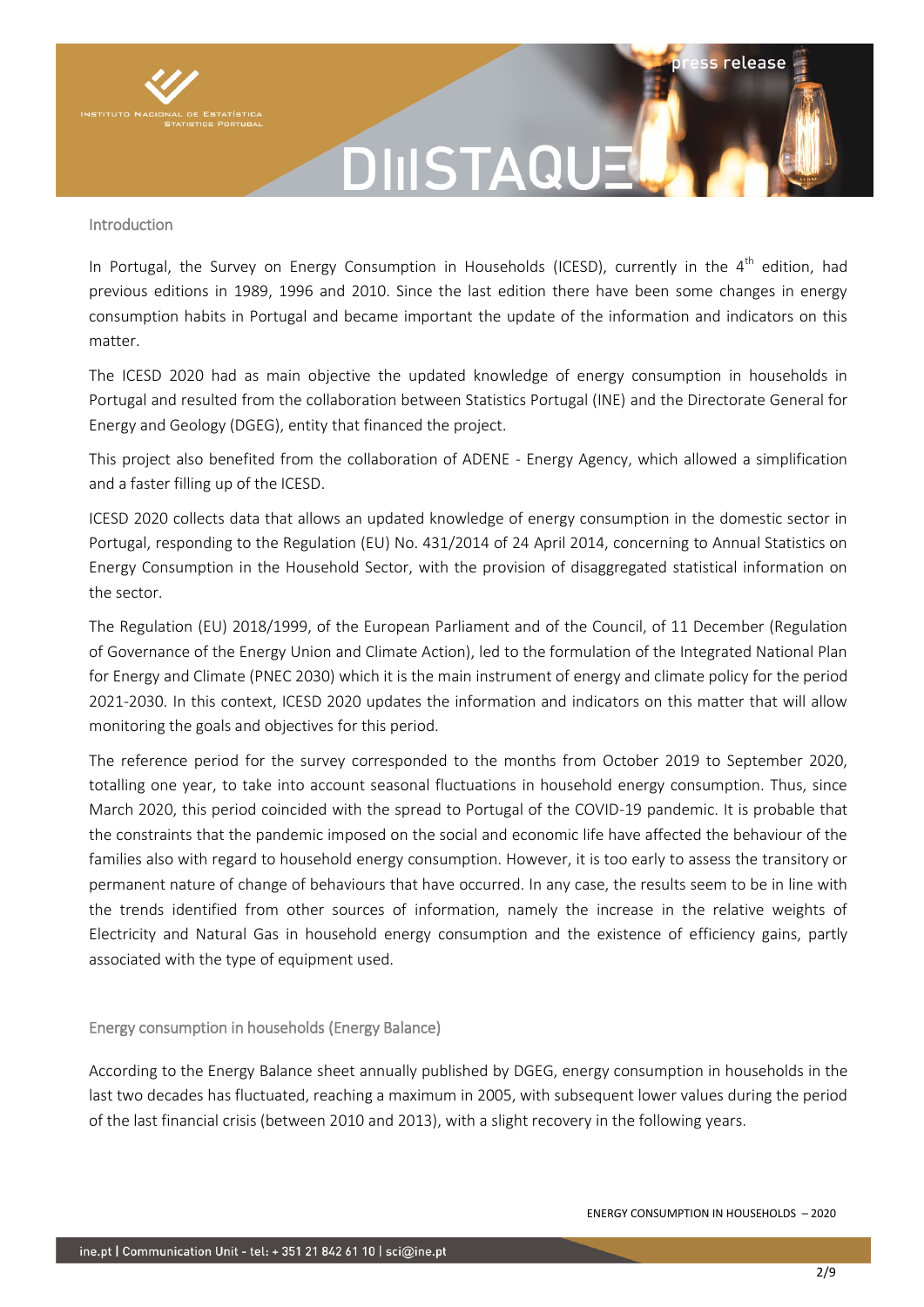## Introduction

In Portugal, the Survey on Energy Consumption in Households (ICESD), currently in the 4$^{th}$ edition, had previous editions in 1989, 1996 and 2010. Since the last edition there have been some changes in energy consumption habits in Portugal and became important the update of the information and indicators on this matter.

The ICESD 2020 had as main objective the updated knowledge of energy consumption in households in Portugal and resulted from the collaboration between Statistics Portugal (INE) and the Directorate General for Energy and Geology (DGEG), entity that financed the project.

This project also benefited from the collaboration of ADENE - Energy Agency, which allowed a simplification and a faster filling up of the ICESD.

ICESD 2020 collects data that allows an updated knowledge of energy consumption in the domestic sector in Portugal, responding to the Regulation (EU) No. 431/2014 of 24 April 2014, concerning to Annual Statistics on Energy Consumption in the Household Sector, with the provision of disaggregated statistical information on the sector.

The Regulation (EU) 2018/1999, of the European Parliament and of the Council, of 11 December (Regulation of Governance of the Energy Union and Climate Action), led to the formulation of the Integrated National Plan for Energy and Climate (PNEC 2030) which it is the main instrument of energy and climate policy for the period 2021-2030. In this context, ICESD 2020 updates the information and indicators on this matter that will allow monitoring the goals and objectives for this period.

The reference period for the survey corresponded to the months from October 2019 to September 2020, totalling one year, to take into account seasonal fluctuations in household energy consumption. Thus, since March 2020, this period coincided with the spread to Portugal of the COVID-19 pandemic. It is probable that the constraints that the pandemic imposed on the social and economic life have affected the behaviour of the families also with regard to household energy consumption. However, it is too early to assess the transitory or permanent nature of change of behaviours that have occurred. In any case, the results seem to be in line with the trends identified from other sources of information, namely the increase in the relative weights of Electricity and Natural Gas in household energy consumption and the existence of efficiency gains, partly associated with the type of equipment used.

## Energy consumption in households (Energy Balance)

According to the Energy Balance sheet annually published by DGEG, energy consumption in households in the last two decades has fluctuated, reaching a maximum in 2005, with subsequent lower values during the period of the last financial crisis (between 2010 and 2013), with a slight recovery in the following years.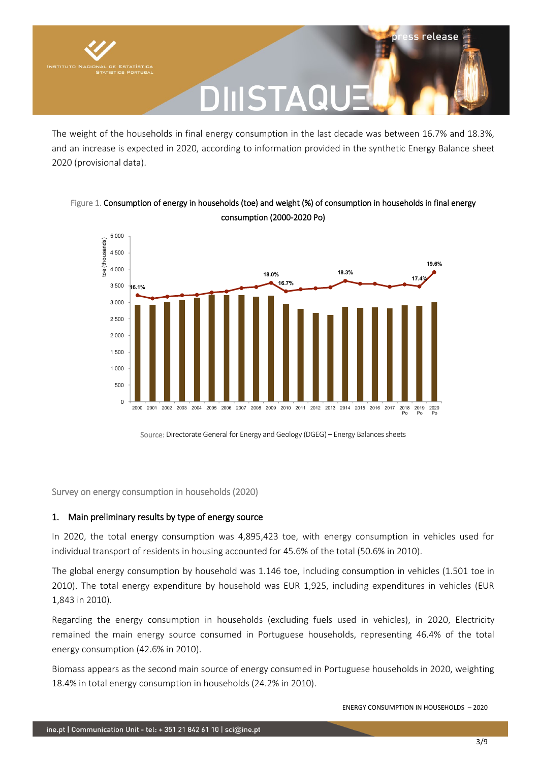The weight of the households in final energy consumption in the last decade was between 16.7% and 18.3%, and an increase is expected in 2020, according to information provided in the synthetic Energy Balance sheet 2020 (provisional data).

Figure 1. **Consumption of energy in households (toe) and weight (%) of consumption in households in final energy consumption (2000-2020 Po)**

Source: Directorate General for Energy and Geology (DGEG) – Energy Balances sheets

Survey on energy consumption in households (2020)

## 1. Main preliminary results by type of energy source

In 2020, the total energy consumption was 4,895,423 toe, with energy consumption in vehicles used for individual transport of residents in housing accounted for 45.6% of the total (50.6% in 2010).

The global energy consumption by household was 1.146 toe, including consumption in vehicles (1.501 toe in 2010). The total energy expenditure by household was EUR 1,925, including expenditures in vehicles (EUR 1,843 in 2010).

Regarding the energy consumption in households (excluding fuels used in vehicles), in 2020, Electricity remained the main energy source consumed in Portuguese households, representing 46.4% of the total energy consumption (42.6% in 2010).

Biomass appears as the second main source of energy consumed in Portuguese households in 2020, weighting 18.4% in total energy consumption in households (24.2% in 2010).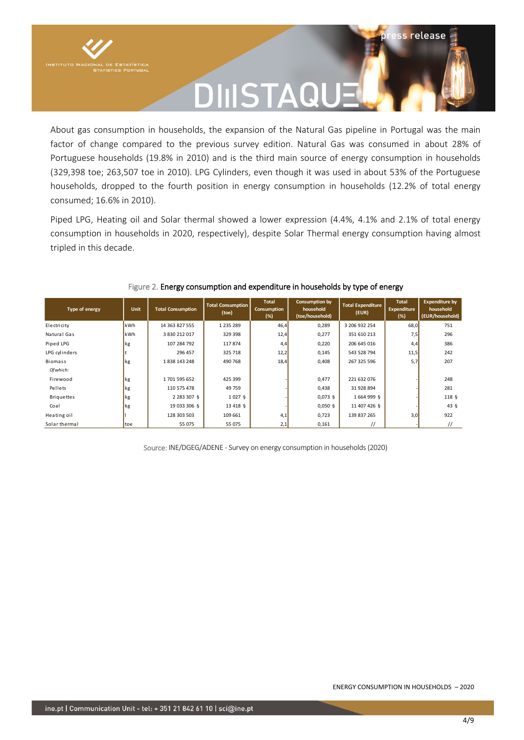About gas consumption in households, the expansion of the Natural Gas pipeline in Portugal was the main factor of change compared to the previous survey edition. Natural Gas was consumed in about 28% of Portuguese households (19.8% in 2010) and is the third main source of energy consumption in households (329,398 toe; 263,507 toe in 2010). LPG Cylinders, even though it was used in about 53% of the Portuguese households, dropped to the fourth position in energy consumption in households (12.2% of total energy consumed; 16.6% in 2010).

Piped LPG, Heating oil and Solar thermal showed a lower expression (4.4%, 4.1% and 2.1% of total energy consumption in households in 2020, respectively), despite Solar Thermal energy consumption having almost tripled in this decade.

Figure 2. **Energy consumption and expenditure in households by type of energy**

| Type of energy | Unit | Total Consumption | Total Consumption (toe) | Total Consumption (%) | Consumption by household (toe/household) | Total Expenditure (EUR) | Total Expenditure (%) | Expenditure by household (EUR/household) |
|---|---|---|---|---|---|---|---|---|
| Electricity | kWh | 14 363 827 555 | 1 235 289 | 46,4 | 0,289 | 3 206 932 254 | 68,0 | 751 |
| Natural Gas | kWh | 3 830 212 017 | 329 398 | 12,4 | 0,277 | 351 610 213 | 7,5 | 296 |
| Piped LPG | kg | 107 284 792 | 117 874 | 4,4 | 0,220 | 206 645 016 | 4,4 | 386 |
| LPG cylinders | t | 296 457 | 325 718 | 12,2 | 0,145 | 543 528 794 | 11,5 | 242 |
| Biomass | kg | 1 838 143 248 | 490 768 | 18,4 | 0,408 | 267 325 596 | 5,7 | 207 |
| *Of which:* | | | | | | | | |
| Firewood | kg | 1 701 595 652 | 425 399 | - | 0,477 | 221 632 076 | - | 248 |
| Pellets | kg | 110 575 478 | 49 759 | - | 0,438 | 31 928 894 | - | 281 |
| Briquettes | kg | 2 283 307 § | 1 027 § | - | 0,073 § | 1 664 999 § | - | 118 § |
| Coal | kg | 19 033 306 § | 13 418 § | - | 0,050 § | 11 407 426 § | - | 43 § |
| Heating oil | l | 128 303 503 | 109 661 | 4,1 | 0,723 | 139 837 265 | 3,0 | 922 |
| Solar thermal | toe | 55 075 | 55 075 | 2,1 | 0,161 | // | - | // |

Source: INE/DGEG/ADENE - Survey on energy consumption in households (2020)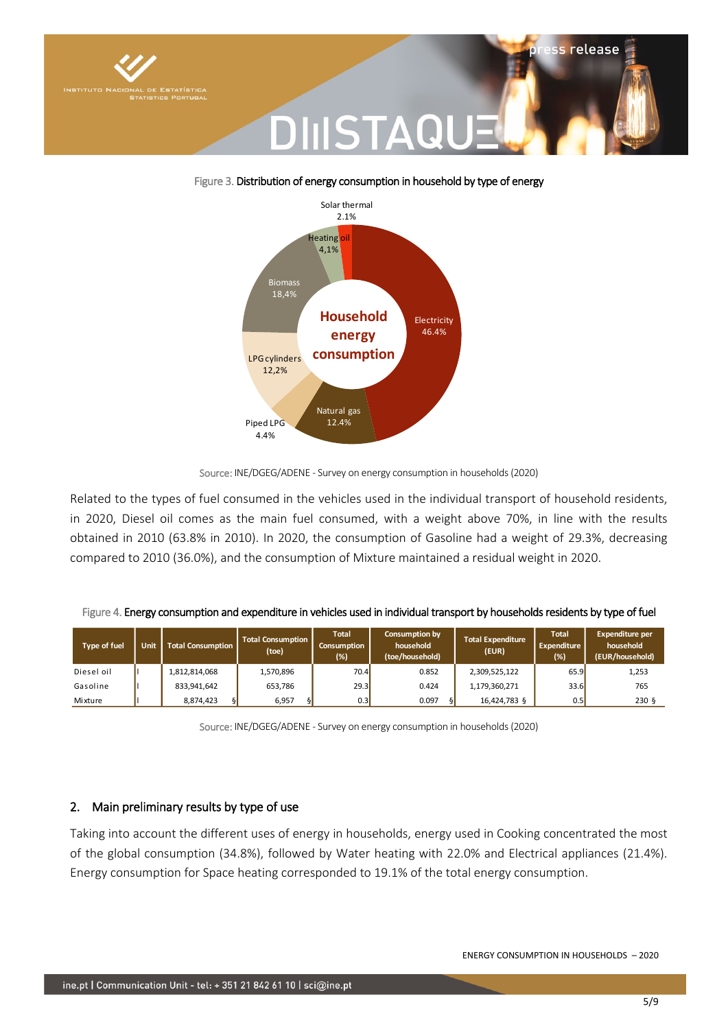Figure 3. Distribution of energy consumption in household by type of energy

Source: INE/DGEG/ADENE - Survey on energy consumption in households (2020)

Related to the types of fuel consumed in the vehicles used in the individual transport of household residents, in 2020, Diesel oil comes as the main fuel consumed, with a weight above 70%, in line with the results obtained in 2010 (63.8% in 2010). In 2020, the consumption of Gasoline had a weight of 29.3%, decreasing compared to 2010 (36.0%), and the consumption of Mixture maintained a residual weight in 2020.

Figure 4. Energy consumption and expenditure in vehicles used in individual transport by households residents by type of fuel

| Type of fuel | Unit | Total Consumption | Total Consumption (toe) | Total Consumption (%) | Consumption by household (toe/household) | Total Expenditure (EUR) | Total Expenditure (%) | Expenditure per household (EUR/household) |
|---|---|---|---|---|---|---|---|---|
| Diesel oil | l | 1,812,814,068 | 1,570,896 | 70.4 | 0.852 | 2,309,525,122 | 65.9 | 1,253 |
| Gasoline | l | 833,941,642 | 653,786 | 29.3 | 0.424 | 1,179,360,271 | 33.6 | 765 |
| Mixture | l | 8,874,423 § | 6,957 § | 0.3 | 0.097 § | 16,424,783 § | 0.5 | 230 § |

Source: INE/DGEG/ADENE - Survey on energy consumption in households (2020)

## 2. Main preliminary results by type of use

Taking into account the different uses of energy in households, energy used in Cooking concentrated the most of the global consumption (34.8%), followed by Water heating with 22.0% and Electrical appliances (21.4%). Energy consumption for Space heating corresponded to 19.1% of the total energy consumption.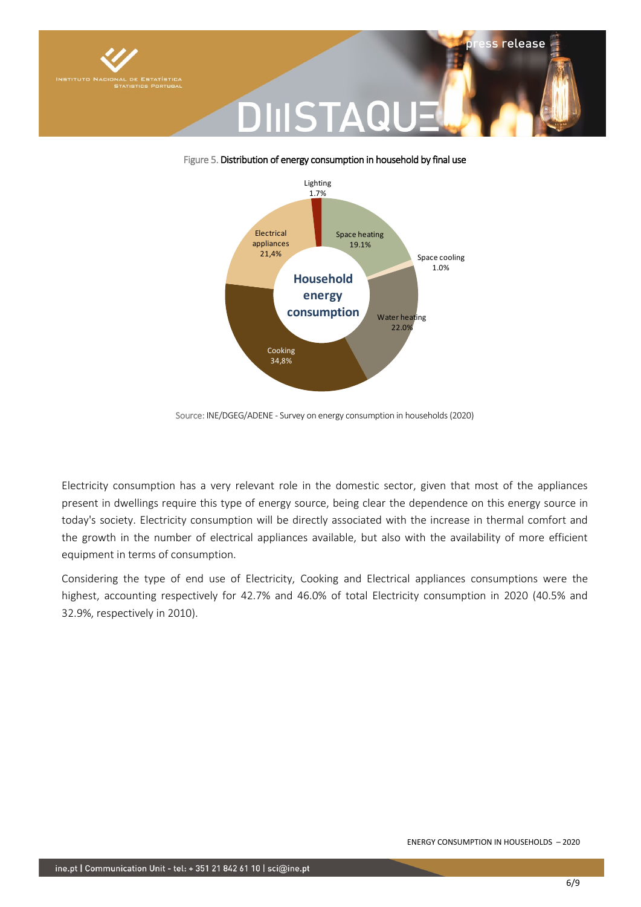Figure 5. Distribution of energy consumption in household by final use

Lighting 1.7%
Space heating 19.1%
Space cooling 1.0%
Water heating 22.0%
Cooking 34,8%
Electrical appliances 21,4%

Household energy consumption

Source: INE/DGEG/ADENE - Survey on energy consumption in households (2020)

Electricity consumption has a very relevant role in the domestic sector, given that most of the appliances present in dwellings require this type of energy source, being clear the dependence on this energy source in today's society. Electricity consumption will be directly associated with the increase in thermal comfort and the growth in the number of electrical appliances available, but also with the availability of more efficient equipment in terms of consumption.

Considering the type of end use of Electricity, Cooking and Electrical appliances consumptions were the highest, accounting respectively for 42.7% and 46.0% of total Electricity consumption in 2020 (40.5% and 32.9%, respectively in 2010).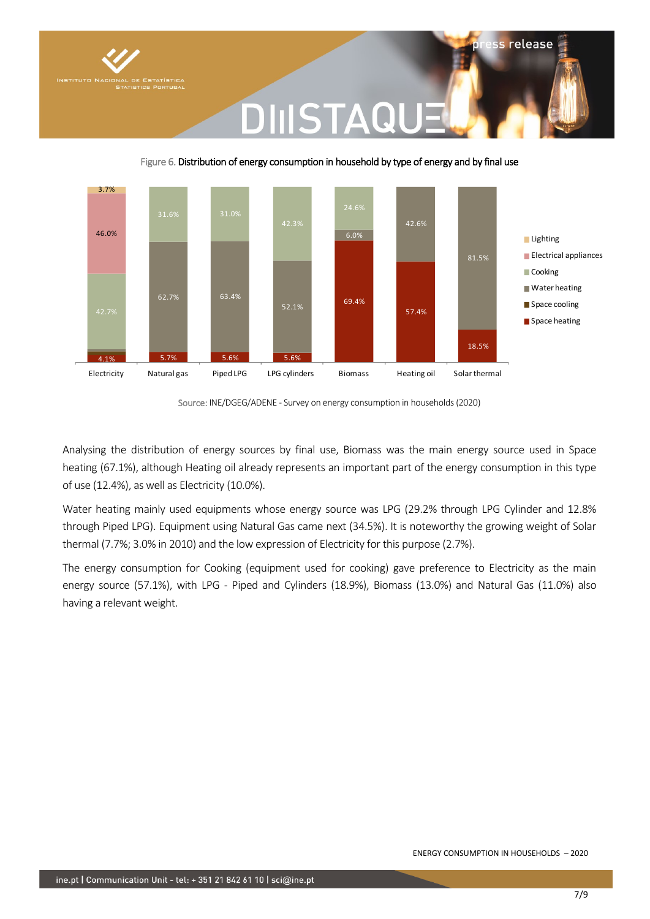Figure 6. Distribution of energy consumption in household by type of energy and by final use

| | Electricity | Natural gas | Piped LPG | LPG cylinders | Biomass | Heating oil | Solar thermal |
|---|---|---|---|---|---|---|---|
| Lighting | 3.7% | | | | | | |
| Electrical appliances | 46.0% | | | | | | |
| Cooking | 42.7% | 31.6% | 31.0% | 42.3% | 24.6% | | |
| Water heating | | 62.7% | 63.4% | 52.1% | 6.0% | 42.6% | 81.5% |
| Space cooling | | | | | | | |
| Space heating | 4.1% | 5.7% | 5.6% | 5.6% | 69.4% | 57.4% | 18.5% |

Source: INE/DGEG/ADENE - Survey on energy consumption in households (2020)

Analysing the distribution of energy sources by final use, Biomass was the main energy source used in Space heating (67.1%), although Heating oil already represents an important part of the energy consumption in this type of use (12.4%), as well as Electricity (10.0%).

Water heating mainly used equipments whose energy source was LPG (29.2% through LPG Cylinder and 12.8% through Piped LPG). Equipment using Natural Gas came next (34.5%). It is noteworthy the growing weight of Solar thermal (7.7%; 3.0% in 2010) and the low expression of Electricity for this purpose (2.7%).

The energy consumption for Cooking (equipment used for cooking) gave preference to Electricity as the main energy source (57.1%), with LPG - Piped and Cylinders (18.9%), Biomass (13.0%) and Natural Gas (11.0%) also having a relevant weight.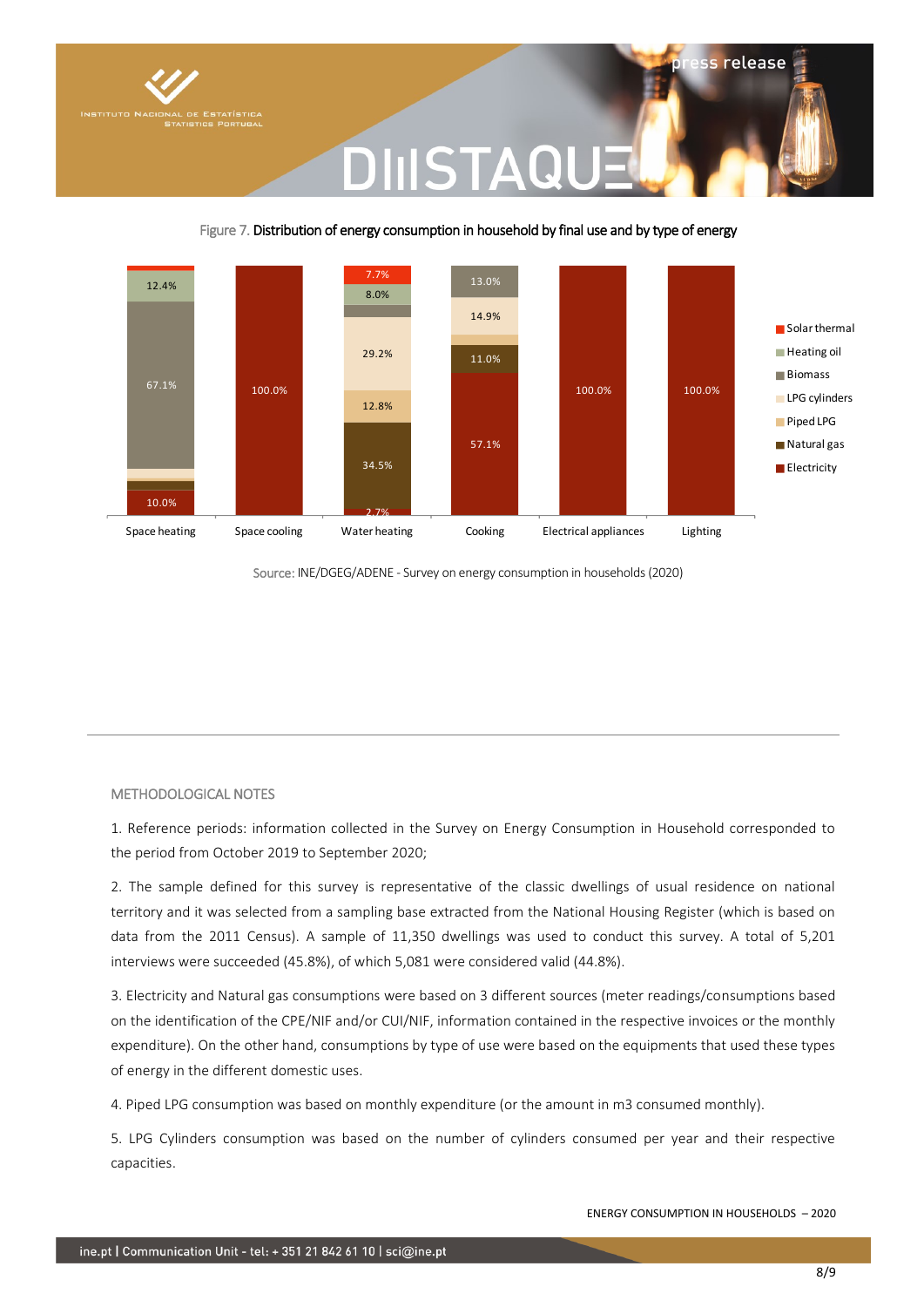Figure 7. Distribution of energy consumption in household by final use and by type of energy

| | Space heating | Space cooling | Water heating | Cooking | Electrical appliances | Lighting |
|---|---|---|---|---|---|---|
| Solar thermal | | | 7.7% | | | |
| Heating oil | 12.4% | | 8.0% | | | |
| Biomass | 67.1% | | | 13.0% | | |
| LPG cylinders | | | 29.2% | 14.9% | | |
| Piped LPG | | | 12.8% | | | |
| Natural gas | | | 34.5% | 11.0% | | |
| Electricity | 10.0% | 100.0% | 2.7% | 57.1% | 100.0% | 100.0% |

Source: INE/DGEG/ADENE - Survey on energy consumption in households (2020)

## METHODOLOGICAL NOTES

1. Reference periods: information collected in the Survey on Energy Consumption in Household corresponded to the period from October 2019 to September 2020;

2. The sample defined for this survey is representative of the classic dwellings of usual residence on national territory and it was selected from a sampling base extracted from the National Housing Register (which is based on data from the 2011 Census). A sample of 11,350 dwellings was used to conduct this survey. A total of 5,201 interviews were succeeded (45.8%), of which 5,081 were considered valid (44.8%).

3. Electricity and Natural gas consumptions were based on 3 different sources (meter readings/consumptions based on the identification of the CPE/NIF and/or CUI/NIF, information contained in the respective invoices or the monthly expenditure). On the other hand, consumptions by type of use were based on the equipments that used these types of energy in the different domestic uses.

4. Piped LPG consumption was based on monthly expenditure (or the amount in m3 consumed monthly).

5. LPG Cylinders consumption was based on the number of cylinders consumed per year and their respective capacities.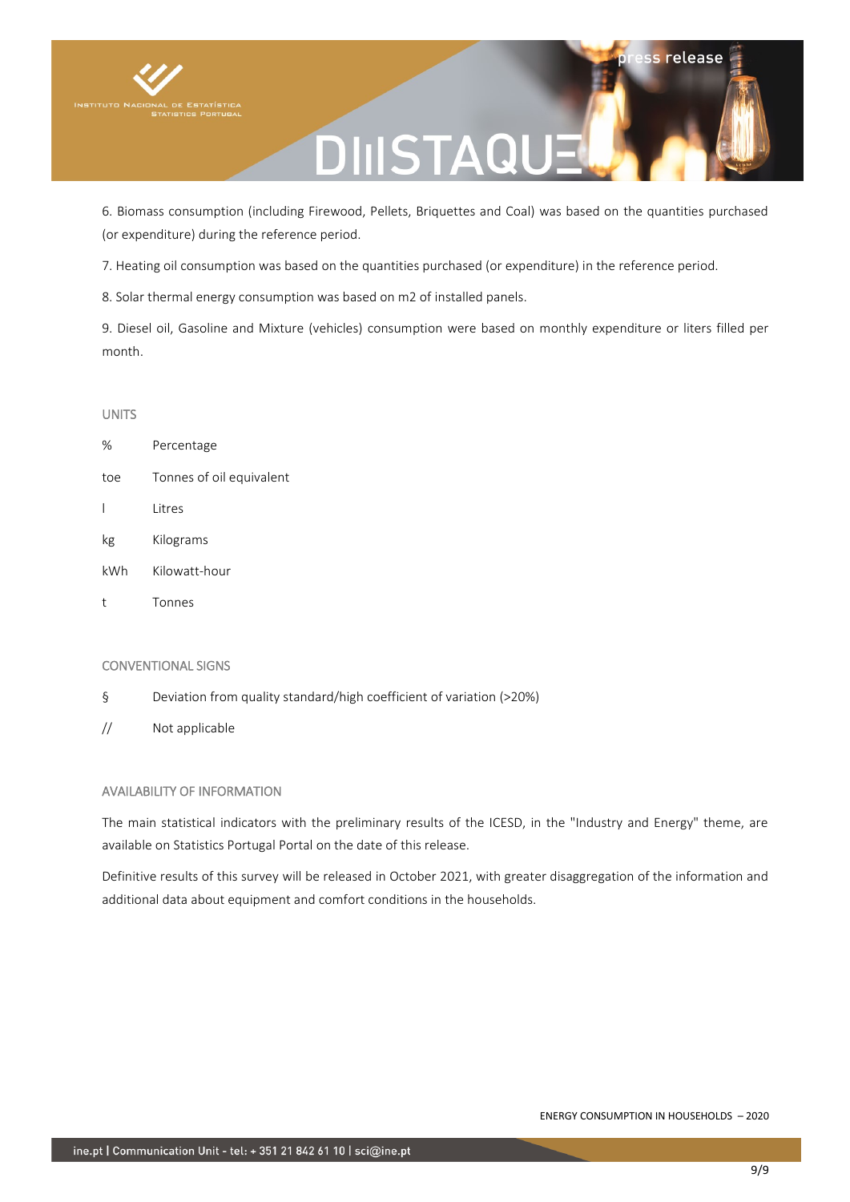6. Biomass consumption (including Firewood, Pellets, Briquettes and Coal) was based on the quantities purchased (or expenditure) during the reference period.

7. Heating oil consumption was based on the quantities purchased (or expenditure) in the reference period.

8. Solar thermal energy consumption was based on m2 of installed panels.

9. Diesel oil, Gasoline and Mixture (vehicles) consumption were based on monthly expenditure or liters filled per month.

## UNITS

| | |
|---|---|
| % | Percentage |
| toe | Tonnes of oil equivalent |
| l | Litres |
| kg | Kilograms |
| kWh | Kilowatt-hour |
| t | Tonnes |

## CONVENTIONAL SIGNS

| | |
|---|---|
| § | Deviation from quality standard/high coefficient of variation (>20%) |
| // | Not applicable |

## AVAILABILITY OF INFORMATION

The main statistical indicators with the preliminary results of the ICESD, in the "Industry and Energy" theme, are available on Statistics Portugal Portal on the date of this release.

Definitive results of this survey will be released in October 2021, with greater disaggregation of the information and additional data about equipment and comfort conditions in the households.